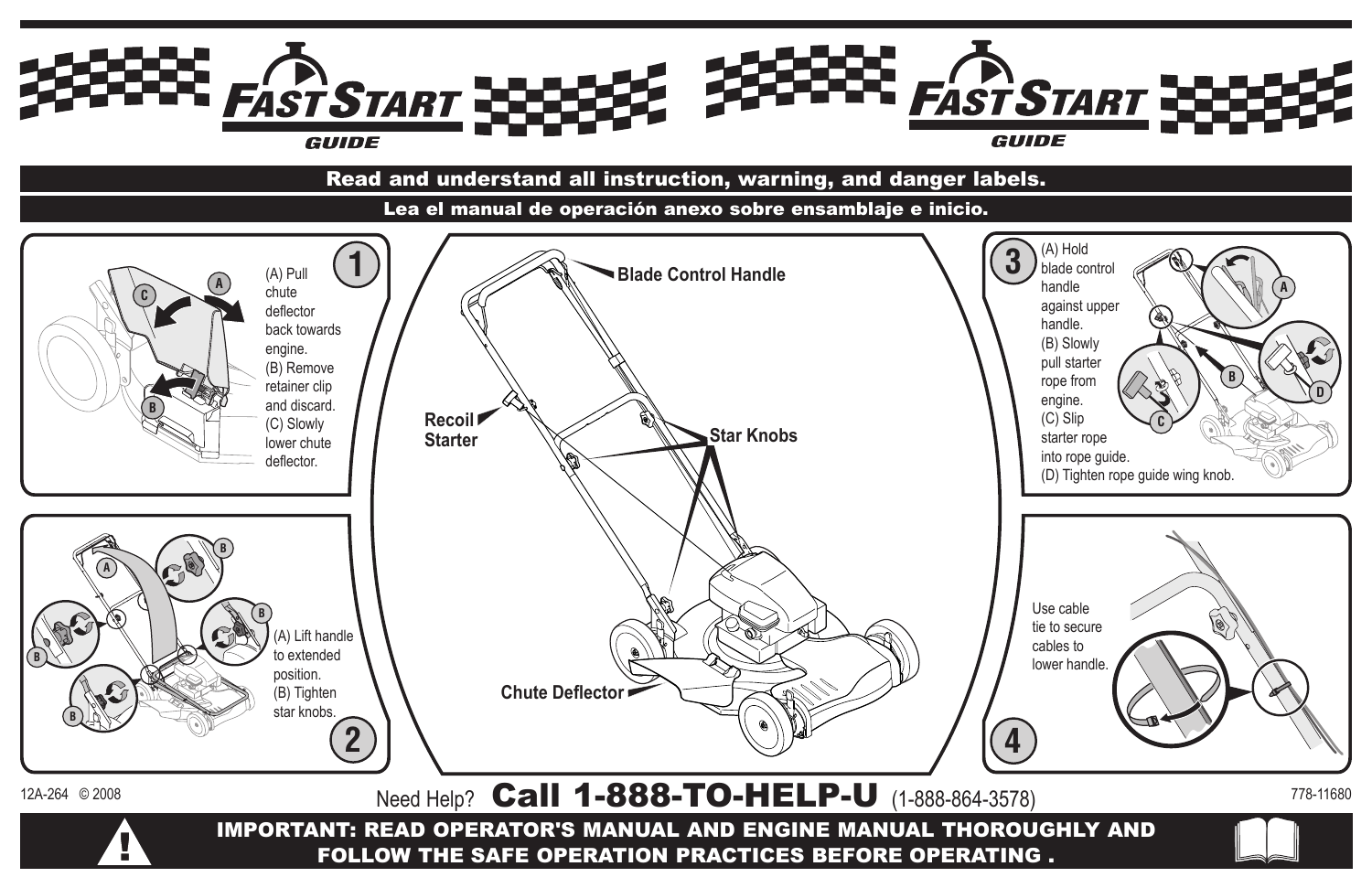# FAST START GUIDE

**Read and understand all instruction, warning, and danger labels.**

**Lea el manual de operación anexo sobre ensamblaje e inicio.**

## 1

(A) Pull chute deflector back towards engine.
(B) Remove retainer clip and discard.
(C) Slowly lower chute deflector.

## 2

(A) Lift handle to extended position.
(B) Tighten star knobs.

Blade Control Handle

Recoil Starter

Star Knobs

Chute Deflector

## 3

(A) Hold blade control handle against upper handle.
(B) Slowly pull starter rope from engine.
(C) Slip starter rope into rope guide.
(D) Tighten rope guide wing knob.

## 4

Use cable tie to secure cables to lower handle.

12A-264 © 2008

Need Help? **Call 1-888-TO-HELP-U** (1-888-864-3578)

778-11680

**IMPORTANT: READ OPERATOR'S MANUAL AND ENGINE MANUAL THOROUGHLY AND FOLLOW THE SAFE OPERATION PRACTICES BEFORE OPERATING .**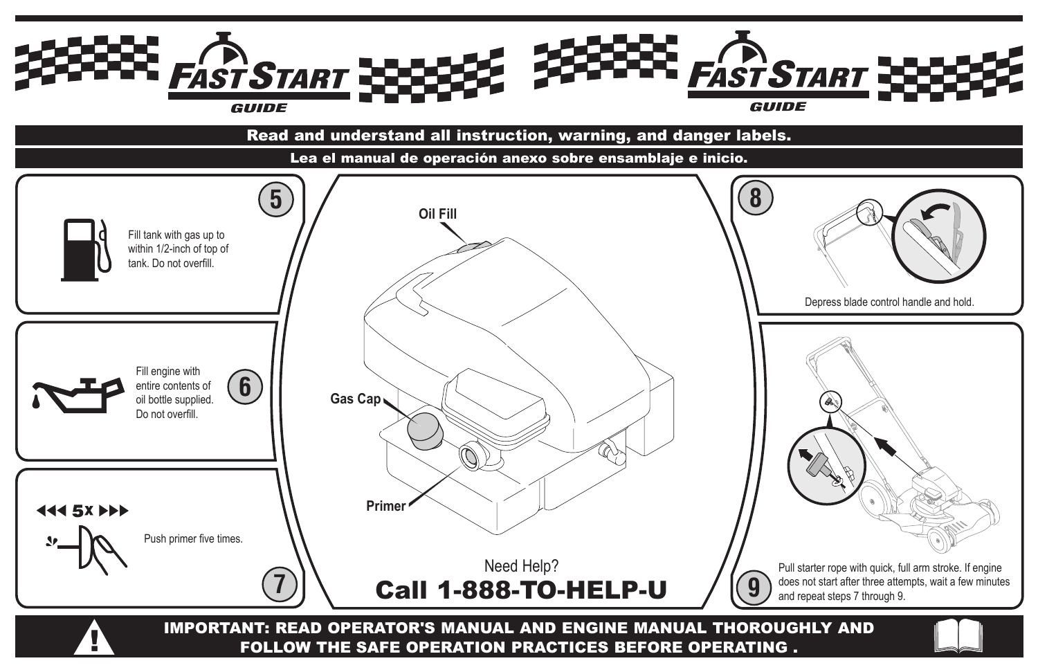# FAST START GUIDE

**Read and understand all instruction, warning, and danger labels.**

**Lea el manual de operación anexo sobre ensamblaje e inicio.**

## 5

Fill tank with gas up to within 1/2-inch of top of tank. Do not overfill.

## 6

Fill engine with entire contents of oil bottle supplied. Do not overfill.

## 7

5x

Push primer five times.

Oil Fill

Gas Cap

Primer

Need Help?

**Call 1-888-TO-HELP-U**

## 8

Depress blade control handle and hold.

## 9

Pull starter rope with quick, full arm stroke. If engine does not start after three attempts, wait a few minutes and repeat steps 7 through 9.

**IMPORTANT: READ OPERATOR'S MANUAL AND ENGINE MANUAL THOROUGHLY AND FOLLOW THE SAFE OPERATION PRACTICES BEFORE OPERATING .**